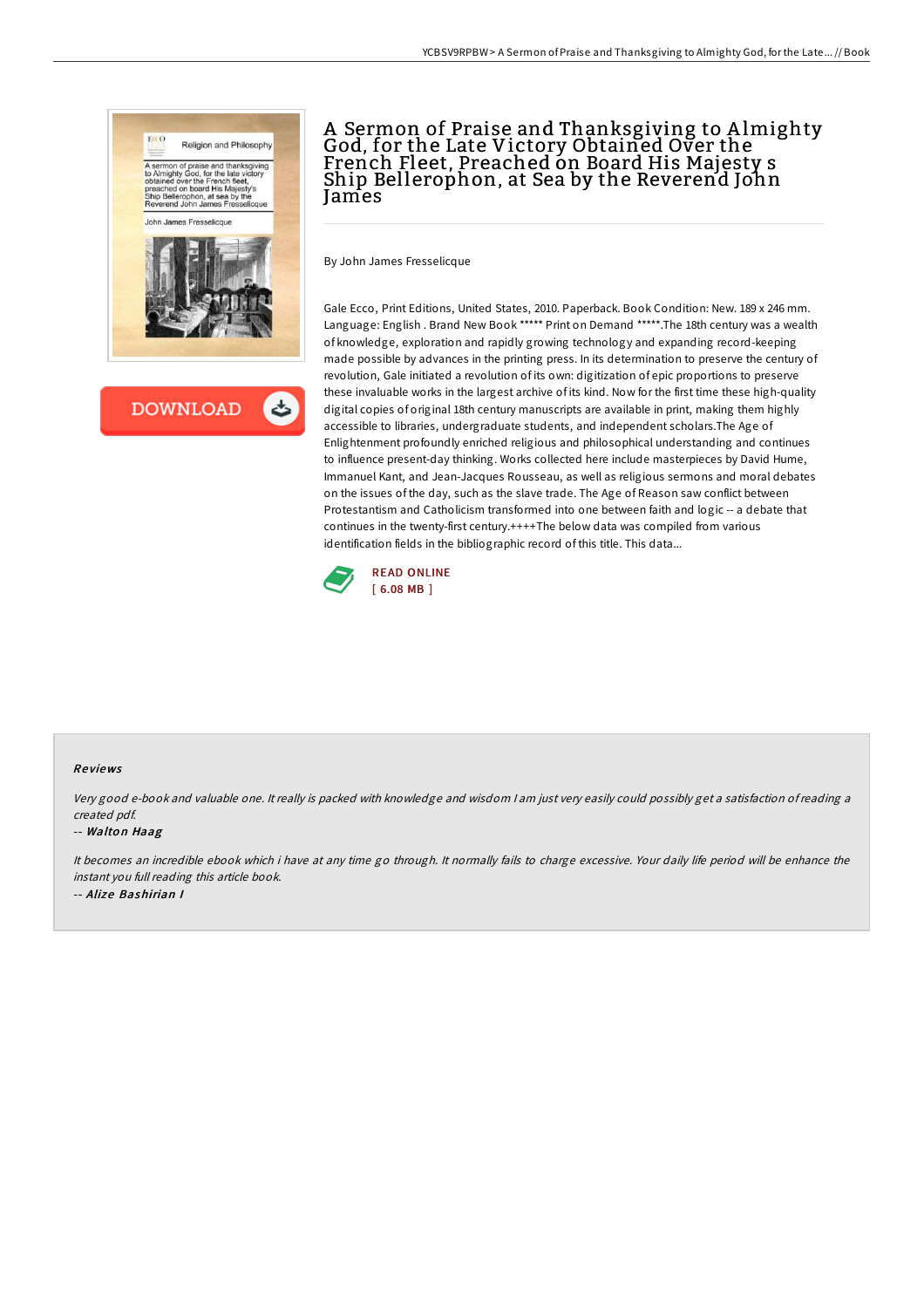# A Sermon of Praise and Thanksgiving to Almighty God, for the Late Victory Obtained Over the French Fleet, Preached on Board His Majesty s Ship Bellerophon, at Sea by the Reverend John James

By John James Fresselicque

Gale Ecco, Print Editions, United States, 2010. Paperback. Book Condition: New. 189 x 246 mm. Language: English . Brand New Book ***** Print on Demand *****.The 18th century was a wealth of knowledge, exploration and rapidly growing technology and expanding record-keeping made possible by advances in the printing press. In its determination to preserve the century of revolution, Gale initiated a revolution of its own: digitization of epic proportions to preserve these invaluable works in the largest archive of its kind. Now for the first time these high-quality digital copies of original 18th century manuscripts are available in print, making them highly accessible to libraries, undergraduate students, and independent scholars.The Age of Enlightenment profoundly enriched religious and philosophical understanding and continues to influence present-day thinking. Works collected here include masterpieces by David Hume, Immanuel Kant, and Jean-Jacques Rousseau, as well as religious sermons and moral debates on the issues of the day, such as the slave trade. The Age of Reason saw conflict between Protestantism and Catholicism transformed into one between faith and logic -- a debate that continues in the twenty-first century.++++The below data was compiled from various identification fields in the bibliographic record of this title. This data...

READ ONLINE
[ 6.08 MB ]

## Reviews

*Very good e-book and valuable one. It really is packed with knowledge and wisdom I am just very easily could possibly get a satisfaction of reading a created pdf.*

-- *Walton Haag*

*It becomes an incredible ebook which i have at any time go through. It normally fails to charge excessive. Your daily life period will be enhance the instant you full reading this article book.*

-- *Alize Bashirian I*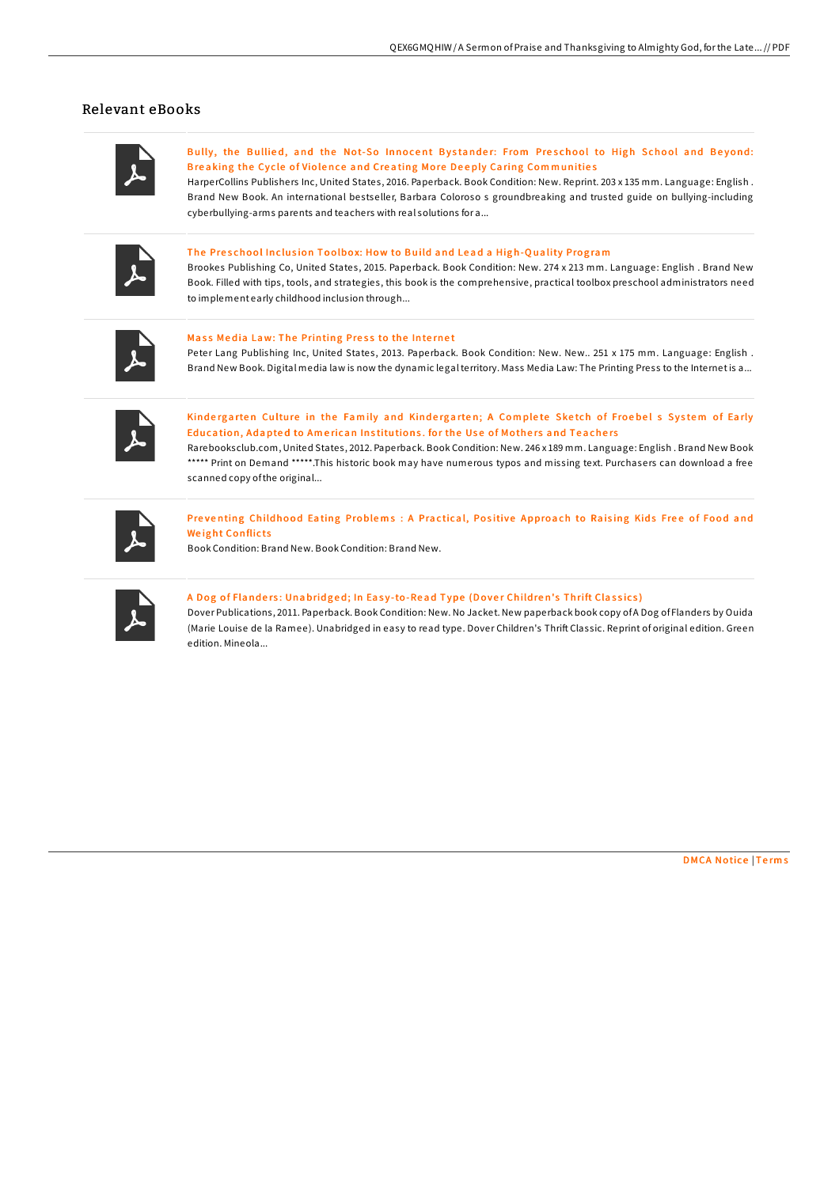## Relevant eBooks

**Bully, the Bullied, and the Not-So Innocent Bystander: From Preschool to High School and Beyond: Breaking the Cycle of Violence and Creating More Deeply Caring Communities**

HarperCollins Publishers Inc, United States, 2016. Paperback. Book Condition: New. Reprint. 203 x 135 mm. Language: English . Brand New Book. An international bestseller, Barbara Coloroso s groundbreaking and trusted guide on bullying-including cyberbullying-arms parents and teachers with real solutions for a...

**The Preschool Inclusion Toolbox: How to Build and Lead a High-Quality Program**

Brookes Publishing Co, United States, 2015. Paperback. Book Condition: New. 274 x 213 mm. Language: English . Brand New Book. Filled with tips, tools, and strategies, this book is the comprehensive, practical toolbox preschool administrators need to implement early childhood inclusion through...

**Mass Media Law: The Printing Press to the Internet**

Peter Lang Publishing Inc, United States, 2013. Paperback. Book Condition: New. New.. 251 x 175 mm. Language: English . Brand New Book. Digital media law is now the dynamic legal territory. Mass Media Law: The Printing Press to the Internet is a...

**Kindergarten Culture in the Family and Kindergarten; A Complete Sketch of Froebel s System of Early Education, Adapted to American Institutions. for the Use of Mothers and Teachers**

Rarebooksclub.com, United States, 2012. Paperback. Book Condition: New. 246 x 189 mm. Language: English . Brand New Book ***** Print on Demand *****.This historic book may have numerous typos and missing text. Purchasers can download a free scanned copy of the original...

**Preventing Childhood Eating Problems : A Practical, Positive Approach to Raising Kids Free of Food and Weight Conflicts**

Book Condition: Brand New. Book Condition: Brand New.

**A Dog of Flanders: Unabridged; In Easy-to-Read Type (Dover Children's Thrift Classics)**

Dover Publications, 2011. Paperback. Book Condition: New. No Jacket. New paperback book copy of A Dog of Flanders by Ouida (Marie Louise de la Ramee). Unabridged in easy to read type. Dover Children's Thrift Classic. Reprint of original edition. Green edition. Mineola...

DMCA Notice | Terms